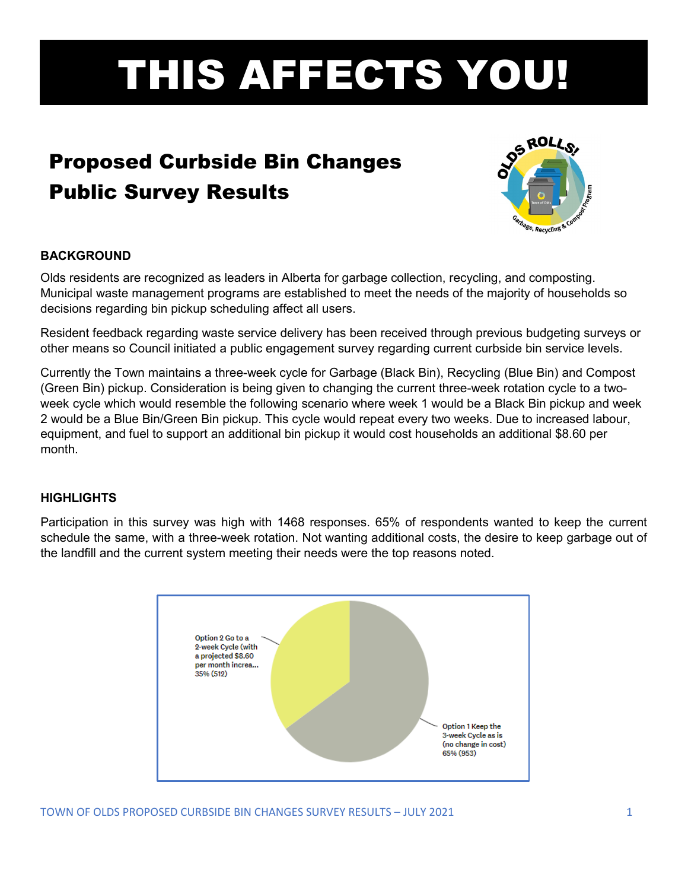# THIS AFFECTS YOU!

## Proposed Curbside Bin Changes Public Survey Results

### BACKGROUND

Olds residents are recognized as leaders in Alberta for garbage collection, recycling, and composting. Municipal waste management programs are established to meet the needs of the majority of households so decisions regarding bin pickup scheduling affect all users.

Resident feedback regarding waste service delivery has been received through previous budgeting surveys or other means so Council initiated a public engagement survey regarding current curbside bin service levels.

Currently the Town maintains a three-week cycle for Garbage (Black Bin), Recycling (Blue Bin) and Compost (Green Bin) pickup. Consideration is being given to changing the current three-week rotation cycle to a two-week cycle which would resemble the following scenario where week 1 would be a Black Bin pickup and week 2 would be a Blue Bin/Green Bin pickup. This cycle would repeat every two weeks. Due to increased labour, equipment, and fuel to support an additional bin pickup it would cost households an additional $8.60 per month.

### HIGHLIGHTS

Participation in this survey was high with 1468 responses. 65% of respondents wanted to keep the current schedule the same, with a three-week rotation. Not wanting additional costs, the desire to keep garbage out of the landfill and the current system meeting their needs were the top reasons noted.

Option 2 Go to a 2-week Cycle (with a projected $8.60 per month increa... 35% (512)

Option 1 Keep the 3-week Cycle as is (no change in cost) 65% (953)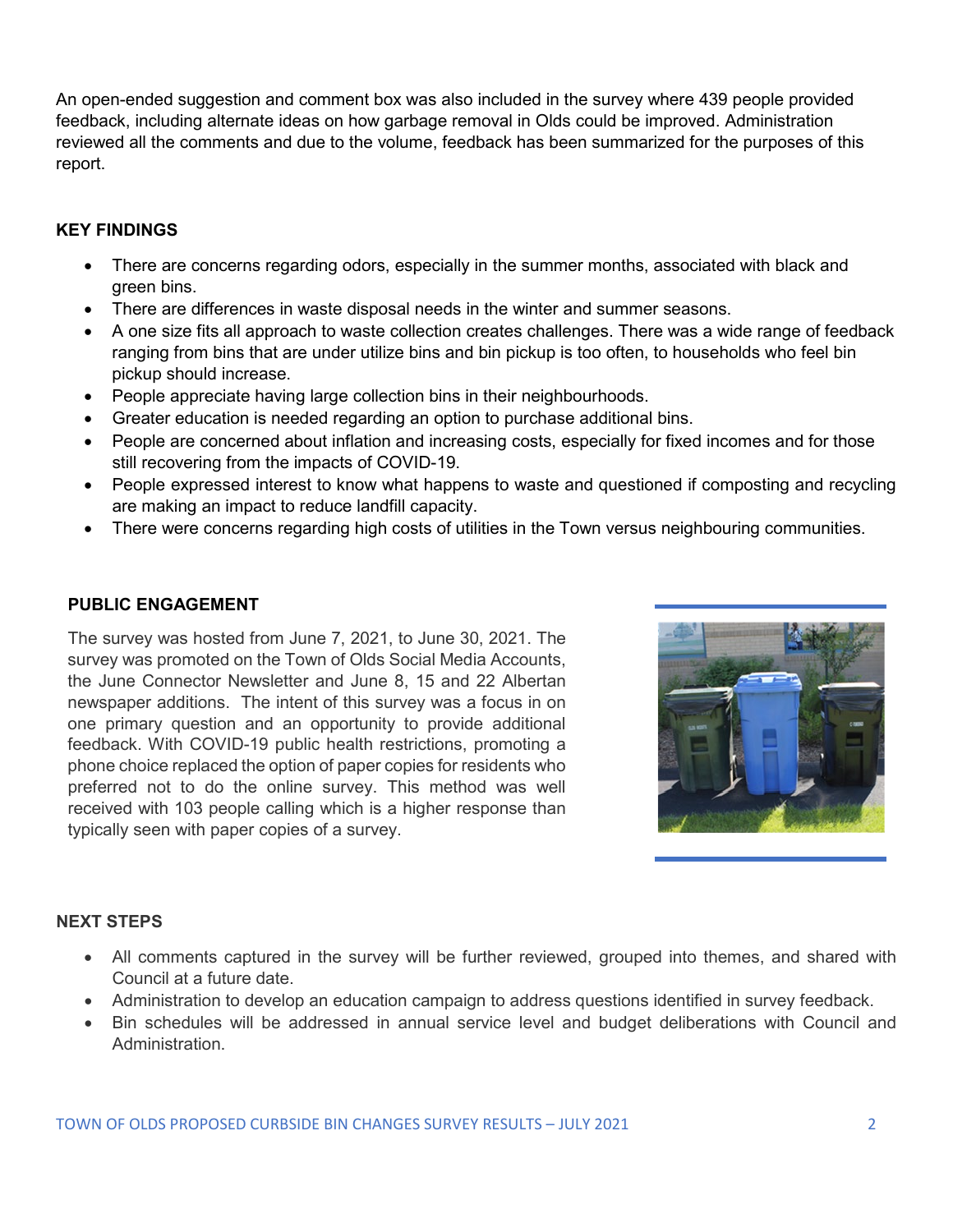An open-ended suggestion and comment box was also included in the survey where 439 people provided feedback, including alternate ideas on how garbage removal in Olds could be improved. Administration reviewed all the comments and due to the volume, feedback has been summarized for the purposes of this report.

## KEY FINDINGS

- There are concerns regarding odors, especially in the summer months, associated with black and green bins.
- There are differences in waste disposal needs in the winter and summer seasons.
- A one size fits all approach to waste collection creates challenges. There was a wide range of feedback ranging from bins that are under utilize bins and bin pickup is too often, to households who feel bin pickup should increase.
- People appreciate having large collection bins in their neighbourhoods.
- Greater education is needed regarding an option to purchase additional bins.
- People are concerned about inflation and increasing costs, especially for fixed incomes and for those still recovering from the impacts of COVID-19.
- People expressed interest to know what happens to waste and questioned if composting and recycling are making an impact to reduce landfill capacity.
- There were concerns regarding high costs of utilities in the Town versus neighbouring communities.

## PUBLIC ENGAGEMENT

The survey was hosted from June 7, 2021, to June 30, 2021. The survey was promoted on the Town of Olds Social Media Accounts, the June Connector Newsletter and June 8, 15 and 22 Albertan newspaper additions. The intent of this survey was a focus in on one primary question and an opportunity to provide additional feedback. With COVID-19 public health restrictions, promoting a phone choice replaced the option of paper copies for residents who preferred not to do the online survey. This method was well received with 103 people calling which is a higher response than typically seen with paper copies of a survey.

## NEXT STEPS

- All comments captured in the survey will be further reviewed, grouped into themes, and shared with Council at a future date.
- Administration to develop an education campaign to address questions identified in survey feedback.
- Bin schedules will be addressed in annual service level and budget deliberations with Council and Administration.